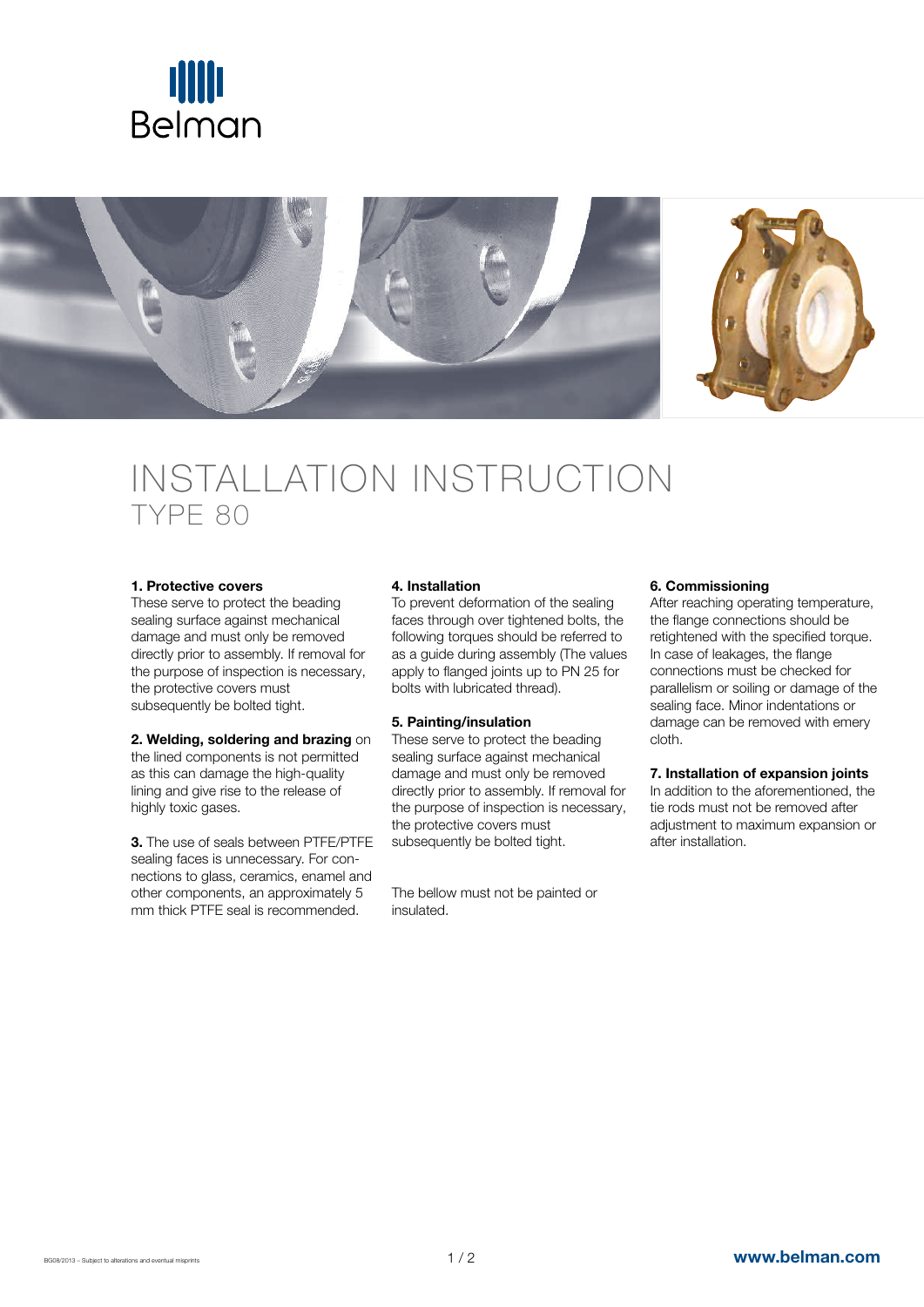Belman

# INSTALLATION INSTRUCTION
## TYPE 80

**1. Protective covers**
These serve to protect the beading sealing surface against mechanical damage and must only be removed directly prior to assembly. If removal for the purpose of inspection is necessary, the protective covers must subsequently be bolted tight.

**2. Welding, soldering and brazing** on the lined components is not permitted as this can damage the high-quality lining and give rise to the release of highly toxic gases.

**3.** The use of seals between PTFE/PTFE sealing faces is unnecessary. For connections to glass, ceramics, enamel and other components, an approximately 5 mm thick PTFE seal is recommended.

**4. Installation**
To prevent deformation of the sealing faces through over tightened bolts, the following torques should be referred to as a guide during assembly (The values apply to flanged joints up to PN 25 for bolts with lubricated thread).

**5. Painting/insulation**
These serve to protect the beading sealing surface against mechanical damage and must only be removed directly prior to assembly. If removal for the purpose of inspection is necessary, the protective covers must subsequently be bolted tight.

The bellow must not be painted or insulated.

**6. Commissioning**
After reaching operating temperature, the flange connections should be retightened with the specified torque. In case of leakages, the flange connections must be checked for parallelism or soiling or damage of the sealing face. Minor indentations or damage can be removed with emery cloth.

**7. Installation of expansion joints**
In addition to the aforementioned, the tie rods must not be removed after adjustment to maximum expansion or after installation.

BG08/2013 – Subject to alterations and eventual misprints

www.belman.com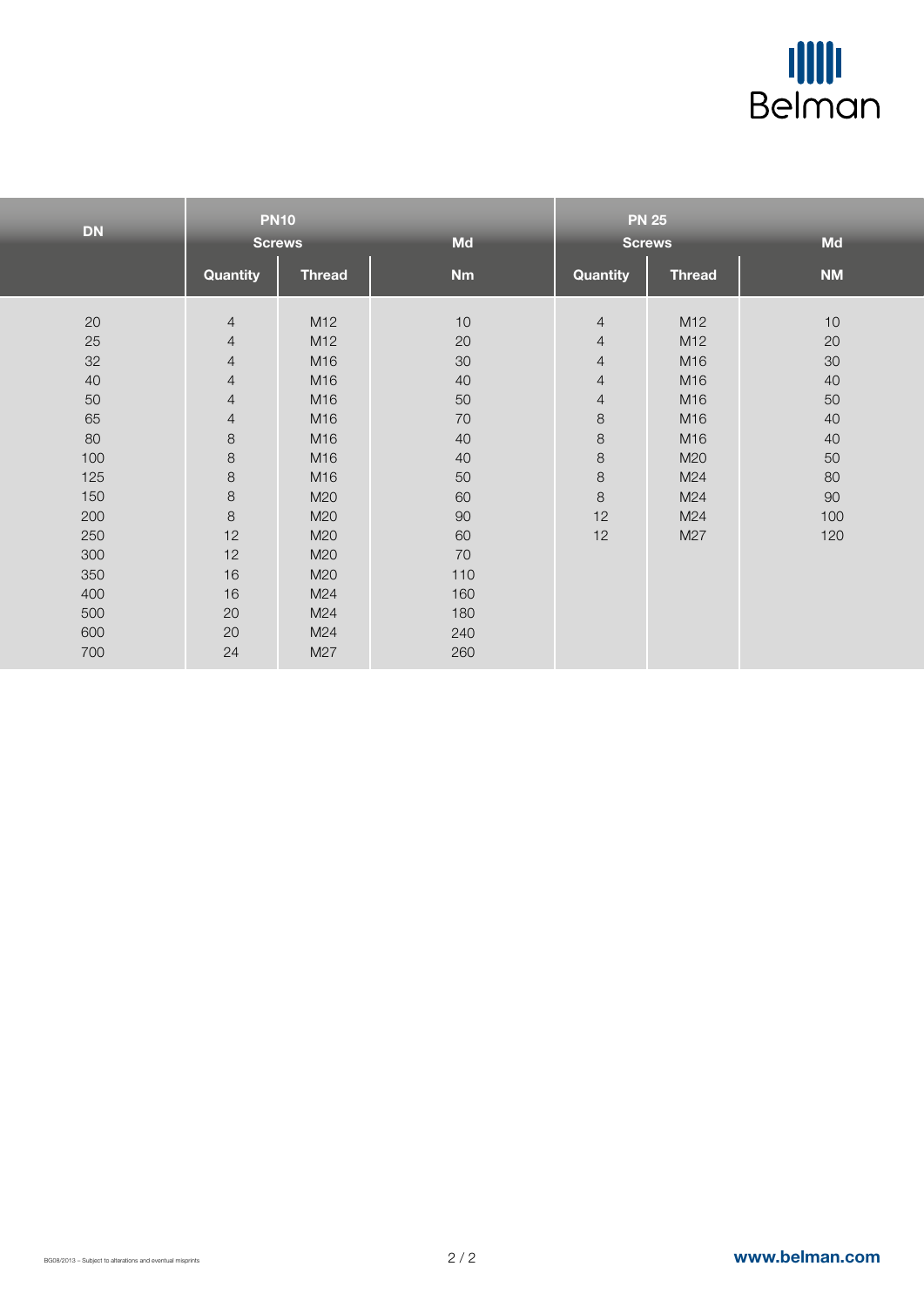| DN | PN10 | | | PN 25 | | |
|---|---|---|---|---|---|---|
| | Screws | | Md | Screws | | Md |
| | Quantity | Thread | Nm | Quantity | Thread | NM |
| 20 | 4 | M12 | 10 | 4 | M12 | 10 |
| 25 | 4 | M12 | 20 | 4 | M12 | 20 |
| 32 | 4 | M16 | 30 | 4 | M16 | 30 |
| 40 | 4 | M16 | 40 | 4 | M16 | 40 |
| 50 | 4 | M16 | 50 | 4 | M16 | 50 |
| 65 | 4 | M16 | 70 | 8 | M16 | 40 |
| 80 | 8 | M16 | 40 | 8 | M16 | 40 |
| 100 | 8 | M16 | 40 | 8 | M20 | 50 |
| 125 | 8 | M16 | 50 | 8 | M24 | 80 |
| 150 | 8 | M20 | 60 | 8 | M24 | 90 |
| 200 | 8 | M20 | 90 | 12 | M24 | 100 |
| 250 | 12 | M20 | 60 | 12 | M27 | 120 |
| 300 | 12 | M20 | 70 | | | |
| 350 | 16 | M20 | 110 | | | |
| 400 | 16 | M24 | 160 | | | |
| 500 | 20 | M24 | 180 | | | |
| 600 | 20 | M24 | 240 | | | |
| 700 | 24 | M27 | 260 | | | |

BG08/2013 – Subject to alterations and eventual misprints

www.belman.com